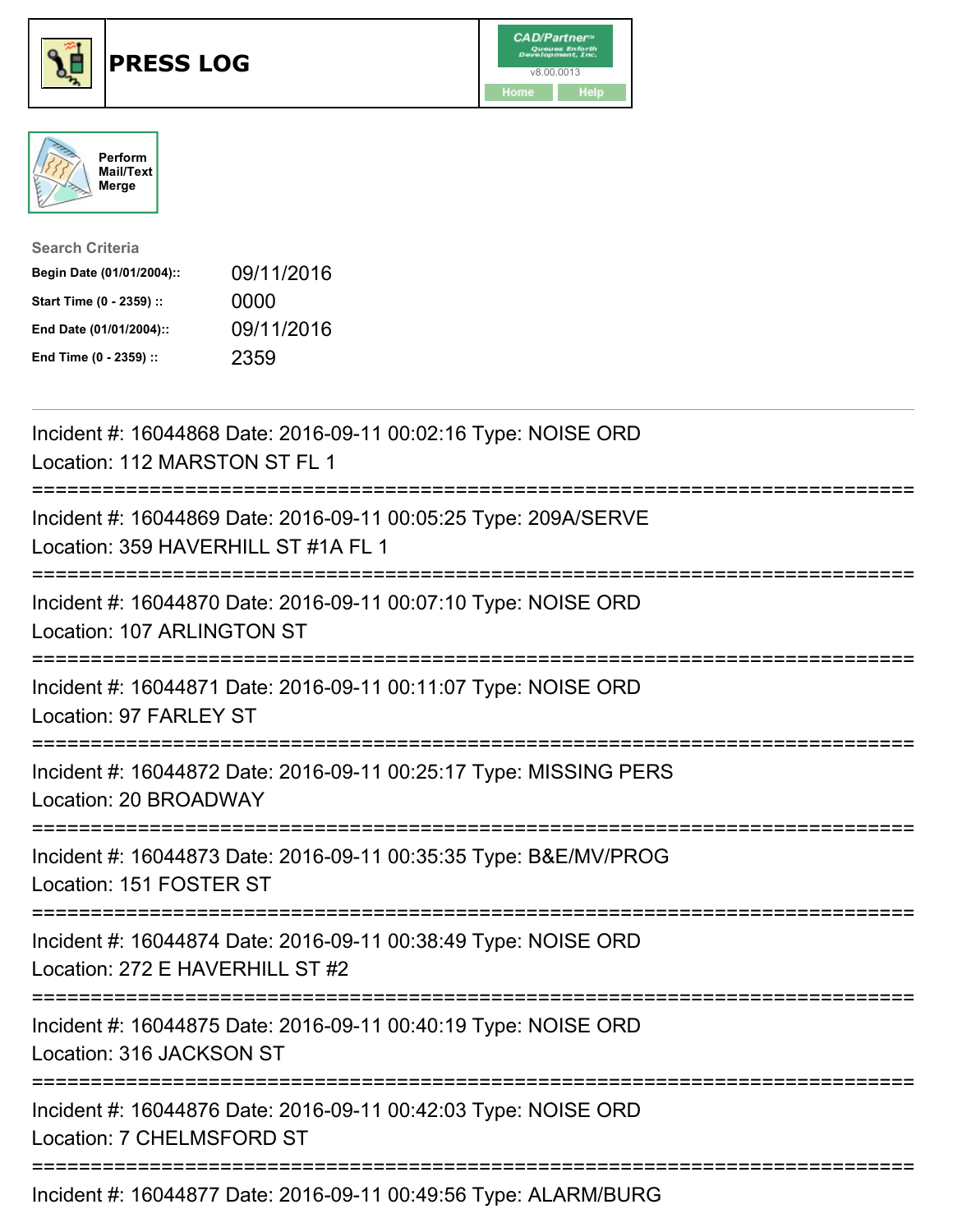# PRESS LOG

CAD/Partner™ v8.00.0013

Home | Help

Perform Mail/Text Merge

**Search Criteria**

| | |
|---|---|
| **Begin Date (01/01/2004)::** | 09/11/2016 |
| **Start Time (0 - 2359) ::** | 0000 |
| **End Date (01/01/2004)::** | 09/11/2016 |
| **End Time (0 - 2359) ::** | 2359 |

---

Incident #: 16044868 Date: 2016-09-11 00:02:16 Type: NOISE ORD
Location: 112 MARSTON ST FL 1

===========================================================================

Incident #: 16044869 Date: 2016-09-11 00:05:25 Type: 209A/SERVE
Location: 359 HAVERHILL ST #1A FL 1

===========================================================================

Incident #: 16044870 Date: 2016-09-11 00:07:10 Type: NOISE ORD
Location: 107 ARLINGTON ST

===========================================================================

Incident #: 16044871 Date: 2016-09-11 00:11:07 Type: NOISE ORD
Location: 97 FARLEY ST

===========================================================================

Incident #: 16044872 Date: 2016-09-11 00:25:17 Type: MISSING PERS
Location: 20 BROADWAY

===========================================================================

Incident #: 16044873 Date: 2016-09-11 00:35:35 Type: B&E/MV/PROG
Location: 151 FOSTER ST

===========================================================================

Incident #: 16044874 Date: 2016-09-11 00:38:49 Type: NOISE ORD
Location: 272 E HAVERHILL ST #2

===========================================================================

Incident #: 16044875 Date: 2016-09-11 00:40:19 Type: NOISE ORD
Location: 316 JACKSON ST

===========================================================================

Incident #: 16044876 Date: 2016-09-11 00:42:03 Type: NOISE ORD
Location: 7 CHELMSFORD ST

===========================================================================

Incident #: 16044877 Date: 2016-09-11 00:49:56 Type: ALARM/BURG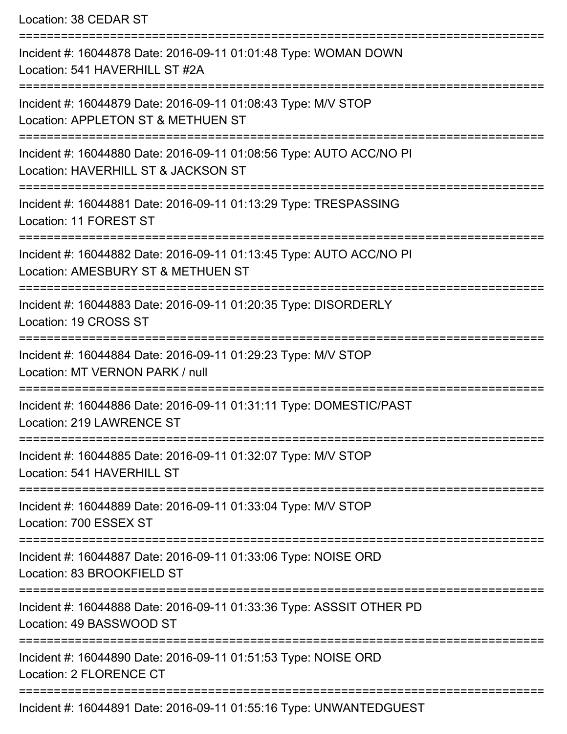Location: 38 CEDAR ST

===========================================================================

Incident #: 16044878 Date: 2016-09-11 01:01:48 Type: WOMAN DOWN
Location: 541 HAVERHILL ST #2A

===========================================================================

Incident #: 16044879 Date: 2016-09-11 01:08:43 Type: M/V STOP
Location: APPLETON ST & METHUEN ST

===========================================================================

Incident #: 16044880 Date: 2016-09-11 01:08:56 Type: AUTO ACC/NO PI
Location: HAVERHILL ST & JACKSON ST

===========================================================================

Incident #: 16044881 Date: 2016-09-11 01:13:29 Type: TRESPASSING
Location: 11 FOREST ST

===========================================================================

Incident #: 16044882 Date: 2016-09-11 01:13:45 Type: AUTO ACC/NO PI
Location: AMESBURY ST & METHUEN ST

===========================================================================

Incident #: 16044883 Date: 2016-09-11 01:20:35 Type: DISORDERLY
Location: 19 CROSS ST

===========================================================================

Incident #: 16044884 Date: 2016-09-11 01:29:23 Type: M/V STOP
Location: MT VERNON PARK / null

===========================================================================

Incident #: 16044886 Date: 2016-09-11 01:31:11 Type: DOMESTIC/PAST
Location: 219 LAWRENCE ST

===========================================================================

Incident #: 16044885 Date: 2016-09-11 01:32:07 Type: M/V STOP
Location: 541 HAVERHILL ST

===========================================================================

Incident #: 16044889 Date: 2016-09-11 01:33:04 Type: M/V STOP
Location: 700 ESSEX ST

===========================================================================

Incident #: 16044887 Date: 2016-09-11 01:33:06 Type: NOISE ORD
Location: 83 BROOKFIELD ST

===========================================================================

Incident #: 16044888 Date: 2016-09-11 01:33:36 Type: ASSSIT OTHER PD
Location: 49 BASSWOOD ST

===========================================================================

Incident #: 16044890 Date: 2016-09-11 01:51:53 Type: NOISE ORD
Location: 2 FLORENCE CT

===========================================================================

Incident #: 16044891 Date: 2016-09-11 01:55:16 Type: UNWANTEDGUEST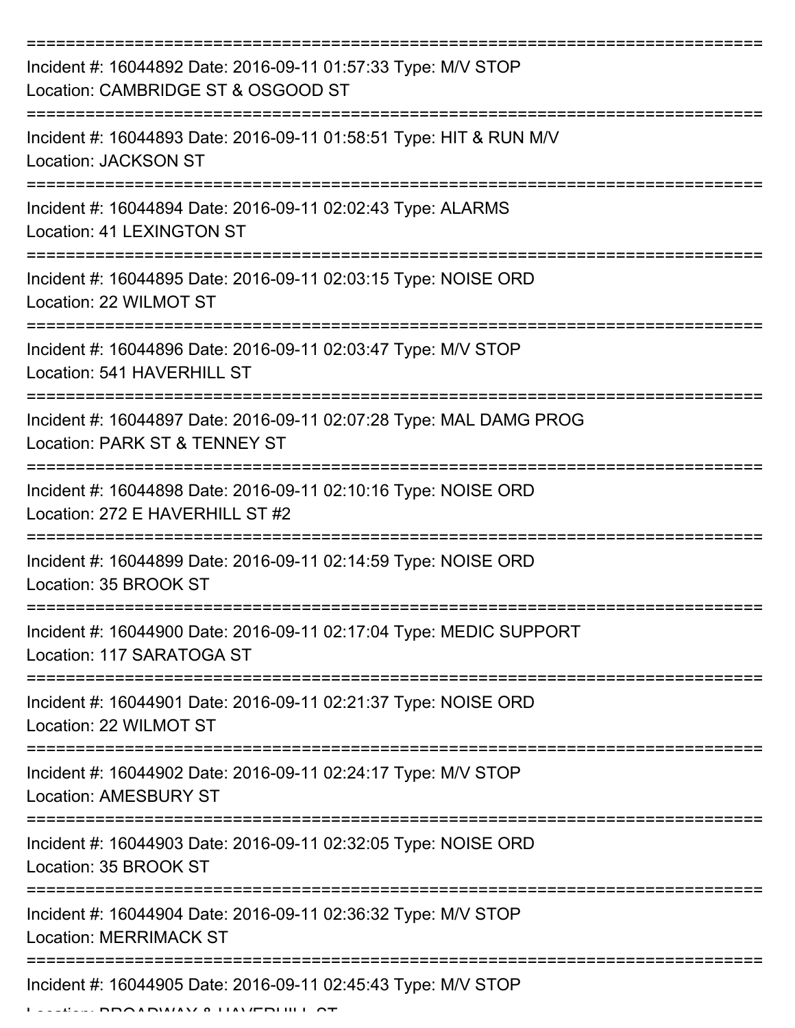Incident #: 16044892 Date: 2016-09-11 01:57:33 Type: M/V STOP
Location: CAMBRIDGE ST & OSGOOD ST

---

Incident #: 16044893 Date: 2016-09-11 01:58:51 Type: HIT & RUN M/V
Location: JACKSON ST

---

Incident #: 16044894 Date: 2016-09-11 02:02:43 Type: ALARMS
Location: 41 LEXINGTON ST

---

Incident #: 16044895 Date: 2016-09-11 02:03:15 Type: NOISE ORD
Location: 22 WILMOT ST

---

Incident #: 16044896 Date: 2016-09-11 02:03:47 Type: M/V STOP
Location: 541 HAVERHILL ST

---

Incident #: 16044897 Date: 2016-09-11 02:07:28 Type: MAL DAMG PROG
Location: PARK ST & TENNEY ST

---

Incident #: 16044898 Date: 2016-09-11 02:10:16 Type: NOISE ORD
Location: 272 E HAVERHILL ST #2

---

Incident #: 16044899 Date: 2016-09-11 02:14:59 Type: NOISE ORD
Location: 35 BROOK ST

---

Incident #: 16044900 Date: 2016-09-11 02:17:04 Type: MEDIC SUPPORT
Location: 117 SARATOGA ST

---

Incident #: 16044901 Date: 2016-09-11 02:21:37 Type: NOISE ORD
Location: 22 WILMOT ST

---

Incident #: 16044902 Date: 2016-09-11 02:24:17 Type: M/V STOP
Location: AMESBURY ST

---

Incident #: 16044903 Date: 2016-09-11 02:32:05 Type: NOISE ORD
Location: 35 BROOK ST

---

Incident #: 16044904 Date: 2016-09-11 02:36:32 Type: M/V STOP
Location: MERRIMACK ST

---

Incident #: 16044905 Date: 2016-09-11 02:45:43 Type: M/V STOP
Location: BROADWAY & HAVERHILL ST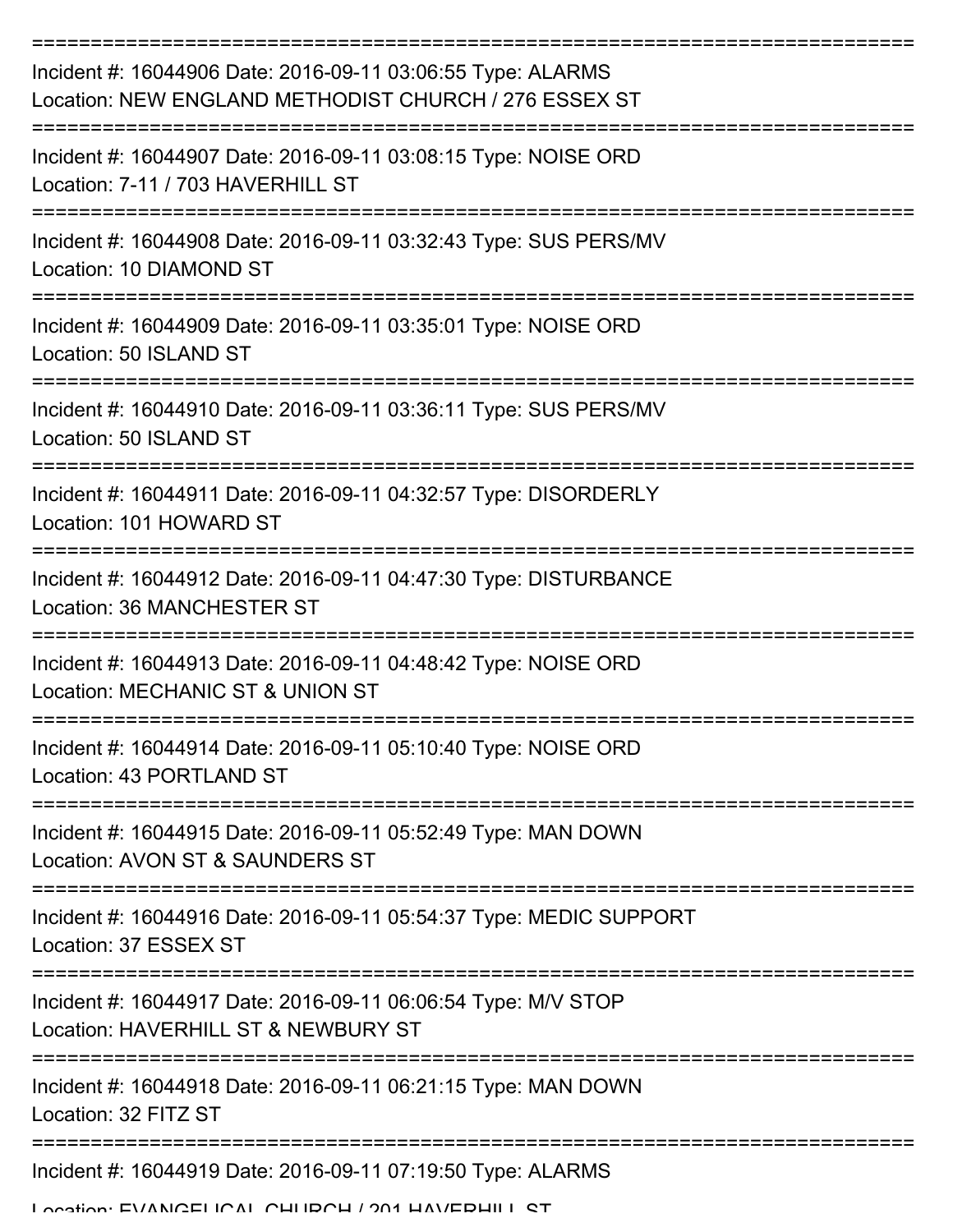Incident #: 16044906 Date: 2016-09-11 03:06:55 Type: ALARMS
Location: NEW ENGLAND METHODIST CHURCH / 276 ESSEX ST

Incident #: 16044907 Date: 2016-09-11 03:08:15 Type: NOISE ORD
Location: 7-11 / 703 HAVERHILL ST

Incident #: 16044908 Date: 2016-09-11 03:32:43 Type: SUS PERS/MV
Location: 10 DIAMOND ST

Incident #: 16044909 Date: 2016-09-11 03:35:01 Type: NOISE ORD
Location: 50 ISLAND ST

Incident #: 16044910 Date: 2016-09-11 03:36:11 Type: SUS PERS/MV
Location: 50 ISLAND ST

Incident #: 16044911 Date: 2016-09-11 04:32:57 Type: DISORDERLY
Location: 101 HOWARD ST

Incident #: 16044912 Date: 2016-09-11 04:47:30 Type: DISTURBANCE
Location: 36 MANCHESTER ST

Incident #: 16044913 Date: 2016-09-11 04:48:42 Type: NOISE ORD
Location: MECHANIC ST & UNION ST

Incident #: 16044914 Date: 2016-09-11 05:10:40 Type: NOISE ORD
Location: 43 PORTLAND ST

Incident #: 16044915 Date: 2016-09-11 05:52:49 Type: MAN DOWN
Location: AVON ST & SAUNDERS ST

Incident #: 16044916 Date: 2016-09-11 05:54:37 Type: MEDIC SUPPORT
Location: 37 ESSEX ST

Incident #: 16044917 Date: 2016-09-11 06:06:54 Type: M/V STOP
Location: HAVERHILL ST & NEWBURY ST

Incident #: 16044918 Date: 2016-09-11 06:21:15 Type: MAN DOWN
Location: 32 FITZ ST

Incident #: 16044919 Date: 2016-09-11 07:19:50 Type: ALARMS
Location: EVANGELICAL CHURCH / 201 HAVERHILL ST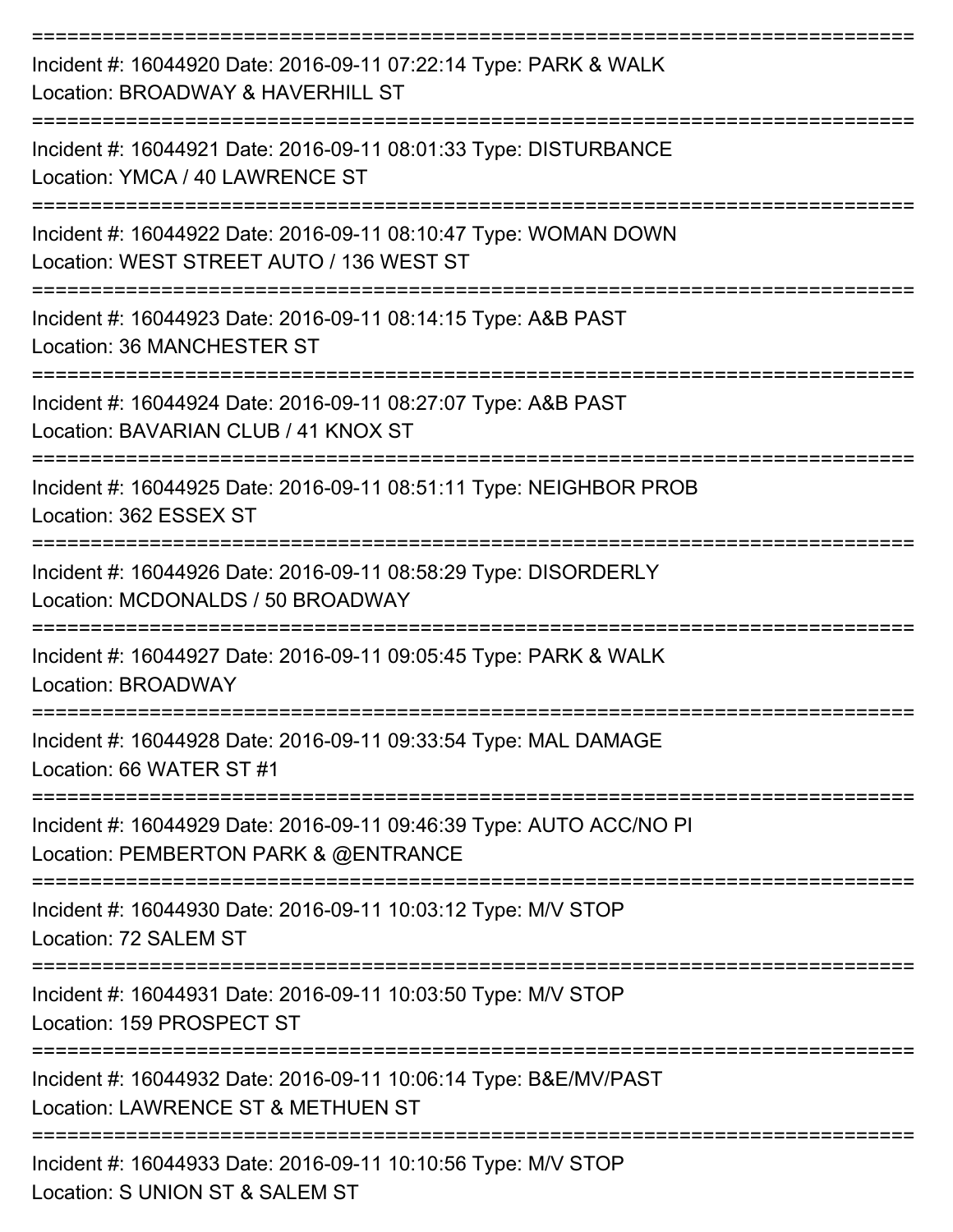===========================================================================
Incident #: 16044920 Date: 2016-09-11 07:22:14 Type: PARK & WALK
Location: BROADWAY & HAVERHILL ST
===========================================================================
Incident #: 16044921 Date: 2016-09-11 08:01:33 Type: DISTURBANCE
Location: YMCA / 40 LAWRENCE ST
===========================================================================
Incident #: 16044922 Date: 2016-09-11 08:10:47 Type: WOMAN DOWN
Location: WEST STREET AUTO / 136 WEST ST
===========================================================================
Incident #: 16044923 Date: 2016-09-11 08:14:15 Type: A&B PAST
Location: 36 MANCHESTER ST
===========================================================================
Incident #: 16044924 Date: 2016-09-11 08:27:07 Type: A&B PAST
Location: BAVARIAN CLUB / 41 KNOX ST
===========================================================================
Incident #: 16044925 Date: 2016-09-11 08:51:11 Type: NEIGHBOR PROB
Location: 362 ESSEX ST
===========================================================================
Incident #: 16044926 Date: 2016-09-11 08:58:29 Type: DISORDERLY
Location: MCDONALDS / 50 BROADWAY
===========================================================================
Incident #: 16044927 Date: 2016-09-11 09:05:45 Type: PARK & WALK
Location: BROADWAY
===========================================================================
Incident #: 16044928 Date: 2016-09-11 09:33:54 Type: MAL DAMAGE
Location: 66 WATER ST #1
===========================================================================
Incident #: 16044929 Date: 2016-09-11 09:46:39 Type: AUTO ACC/NO PI
Location: PEMBERTON PARK & @ENTRANCE
===========================================================================
Incident #: 16044930 Date: 2016-09-11 10:03:12 Type: M/V STOP
Location: 72 SALEM ST
===========================================================================
Incident #: 16044931 Date: 2016-09-11 10:03:50 Type: M/V STOP
Location: 159 PROSPECT ST
===========================================================================
Incident #: 16044932 Date: 2016-09-11 10:06:14 Type: B&E/MV/PAST
Location: LAWRENCE ST & METHUEN ST
===========================================================================
Incident #: 16044933 Date: 2016-09-11 10:10:56 Type: M/V STOP
Location: S UNION ST & SALEM ST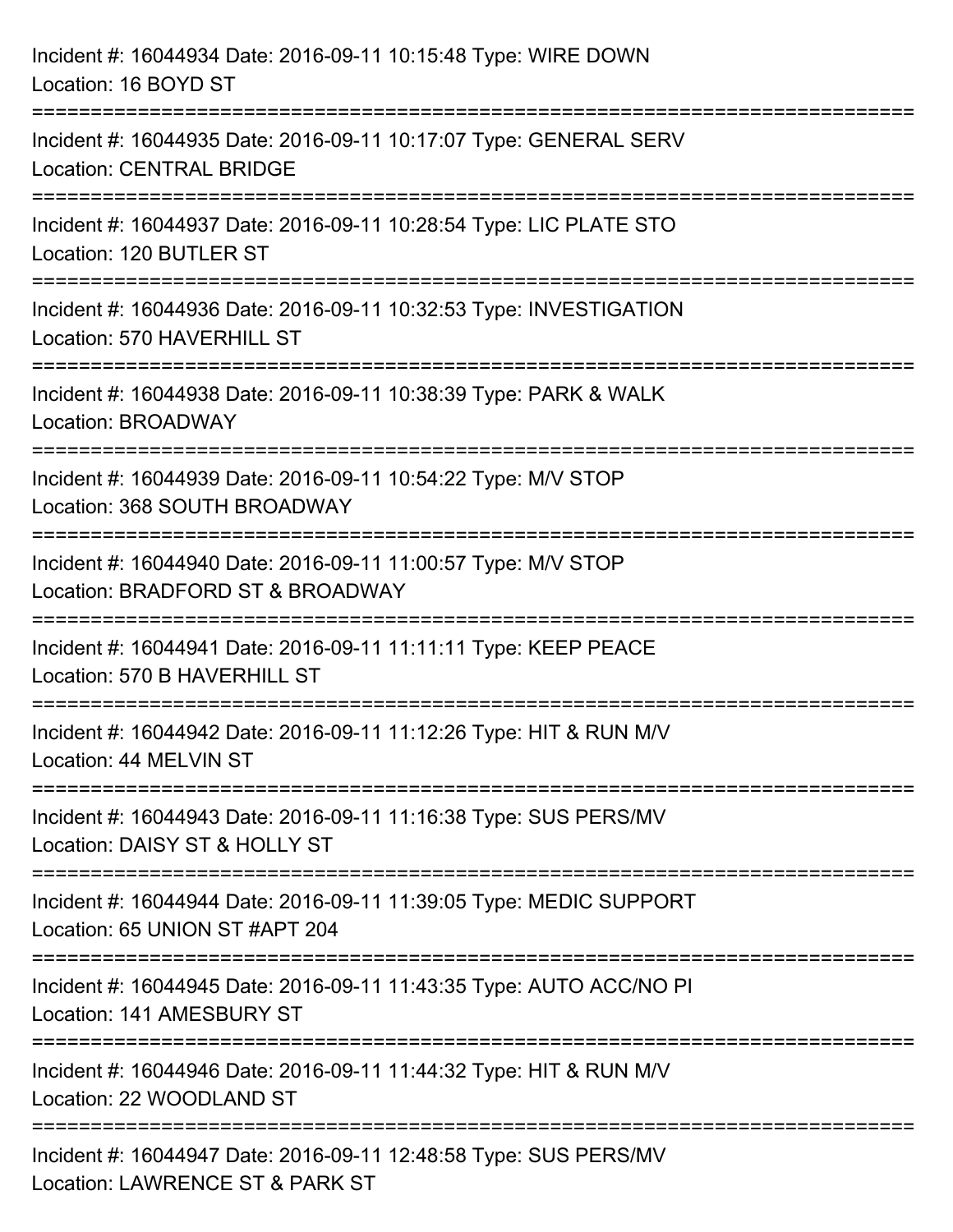Incident #: 16044934 Date: 2016-09-11 10:15:48 Type: WIRE DOWN
Location: 16 BOYD ST

===========================================================================

Incident #: 16044935 Date: 2016-09-11 10:17:07 Type: GENERAL SERV
Location: CENTRAL BRIDGE

===========================================================================

Incident #: 16044937 Date: 2016-09-11 10:28:54 Type: LIC PLATE STO
Location: 120 BUTLER ST

===========================================================================

Incident #: 16044936 Date: 2016-09-11 10:32:53 Type: INVESTIGATION
Location: 570 HAVERHILL ST

===========================================================================

Incident #: 16044938 Date: 2016-09-11 10:38:39 Type: PARK & WALK
Location: BROADWAY

===========================================================================

Incident #: 16044939 Date: 2016-09-11 10:54:22 Type: M/V STOP
Location: 368 SOUTH BROADWAY

===========================================================================

Incident #: 16044940 Date: 2016-09-11 11:00:57 Type: M/V STOP
Location: BRADFORD ST & BROADWAY

===========================================================================

Incident #: 16044941 Date: 2016-09-11 11:11:11 Type: KEEP PEACE
Location: 570 B HAVERHILL ST

===========================================================================

Incident #: 16044942 Date: 2016-09-11 11:12:26 Type: HIT & RUN M/V
Location: 44 MELVIN ST

===========================================================================

Incident #: 16044943 Date: 2016-09-11 11:16:38 Type: SUS PERS/MV
Location: DAISY ST & HOLLY ST

===========================================================================

Incident #: 16044944 Date: 2016-09-11 11:39:05 Type: MEDIC SUPPORT
Location: 65 UNION ST #APT 204

===========================================================================

Incident #: 16044945 Date: 2016-09-11 11:43:35 Type: AUTO ACC/NO PI
Location: 141 AMESBURY ST

===========================================================================

Incident #: 16044946 Date: 2016-09-11 11:44:32 Type: HIT & RUN M/V
Location: 22 WOODLAND ST

===========================================================================

Incident #: 16044947 Date: 2016-09-11 12:48:58 Type: SUS PERS/MV
Location: LAWRENCE ST & PARK ST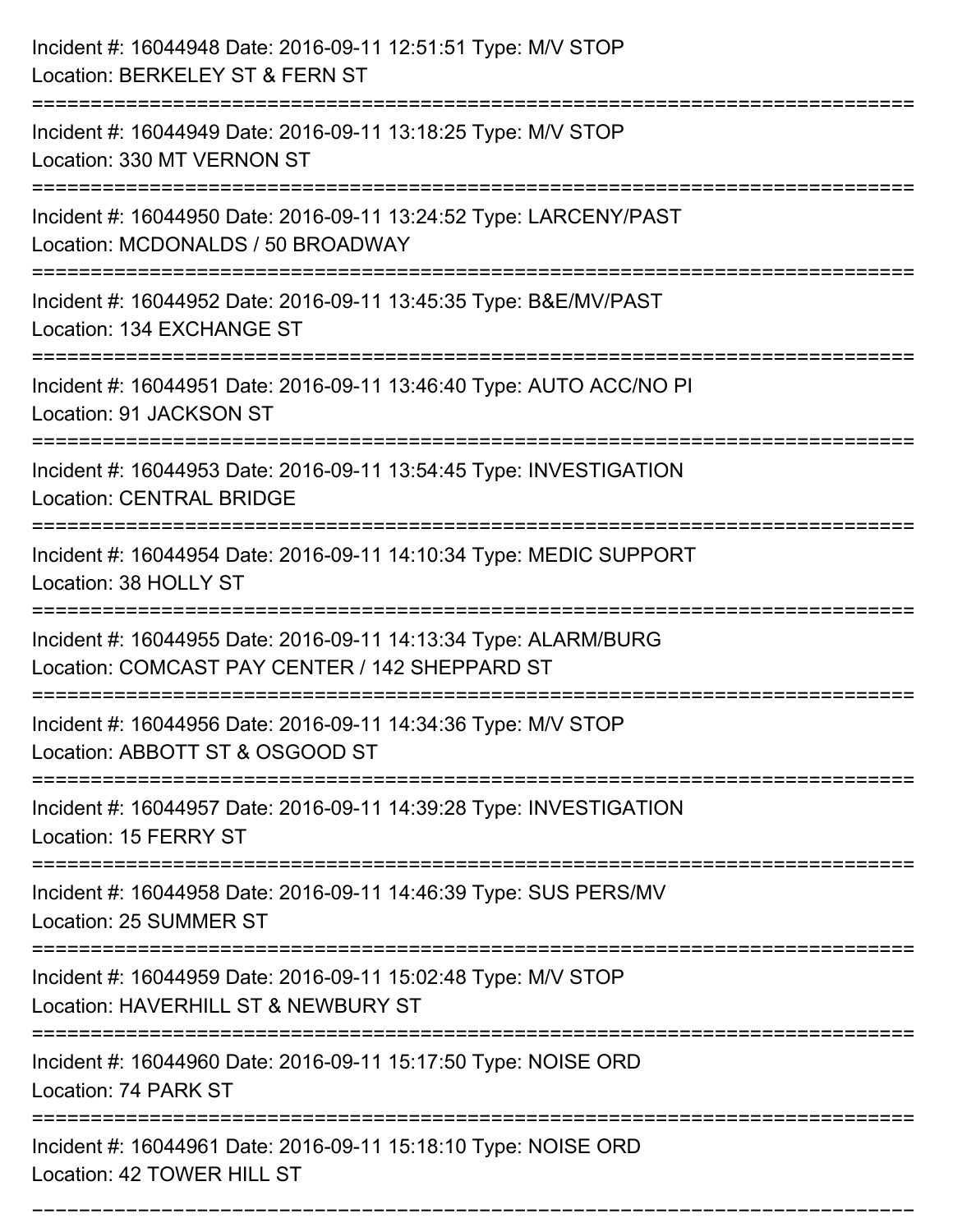Incident #: 16044948 Date: 2016-09-11 12:51:51 Type: M/V STOP
Location: BERKELEY ST & FERN ST

===========================================================================

Incident #: 16044949 Date: 2016-09-11 13:18:25 Type: M/V STOP
Location: 330 MT VERNON ST

===========================================================================

Incident #: 16044950 Date: 2016-09-11 13:24:52 Type: LARCENY/PAST
Location: MCDONALDS / 50 BROADWAY

===========================================================================

Incident #: 16044952 Date: 2016-09-11 13:45:35 Type: B&E/MV/PAST
Location: 134 EXCHANGE ST

===========================================================================

Incident #: 16044951 Date: 2016-09-11 13:46:40 Type: AUTO ACC/NO PI
Location: 91 JACKSON ST

===========================================================================

Incident #: 16044953 Date: 2016-09-11 13:54:45 Type: INVESTIGATION
Location: CENTRAL BRIDGE

===========================================================================

Incident #: 16044954 Date: 2016-09-11 14:10:34 Type: MEDIC SUPPORT
Location: 38 HOLLY ST

===========================================================================

Incident #: 16044955 Date: 2016-09-11 14:13:34 Type: ALARM/BURG
Location: COMCAST PAY CENTER / 142 SHEPPARD ST

===========================================================================

Incident #: 16044956 Date: 2016-09-11 14:34:36 Type: M/V STOP
Location: ABBOTT ST & OSGOOD ST

===========================================================================

Incident #: 16044957 Date: 2016-09-11 14:39:28 Type: INVESTIGATION
Location: 15 FERRY ST

===========================================================================

Incident #: 16044958 Date: 2016-09-11 14:46:39 Type: SUS PERS/MV
Location: 25 SUMMER ST

===========================================================================

Incident #: 16044959 Date: 2016-09-11 15:02:48 Type: M/V STOP
Location: HAVERHILL ST & NEWBURY ST

===========================================================================

Incident #: 16044960 Date: 2016-09-11 15:17:50 Type: NOISE ORD
Location: 74 PARK ST

===========================================================================

Incident #: 16044961 Date: 2016-09-11 15:18:10 Type: NOISE ORD
Location: 42 TOWER HILL ST

===========================================================================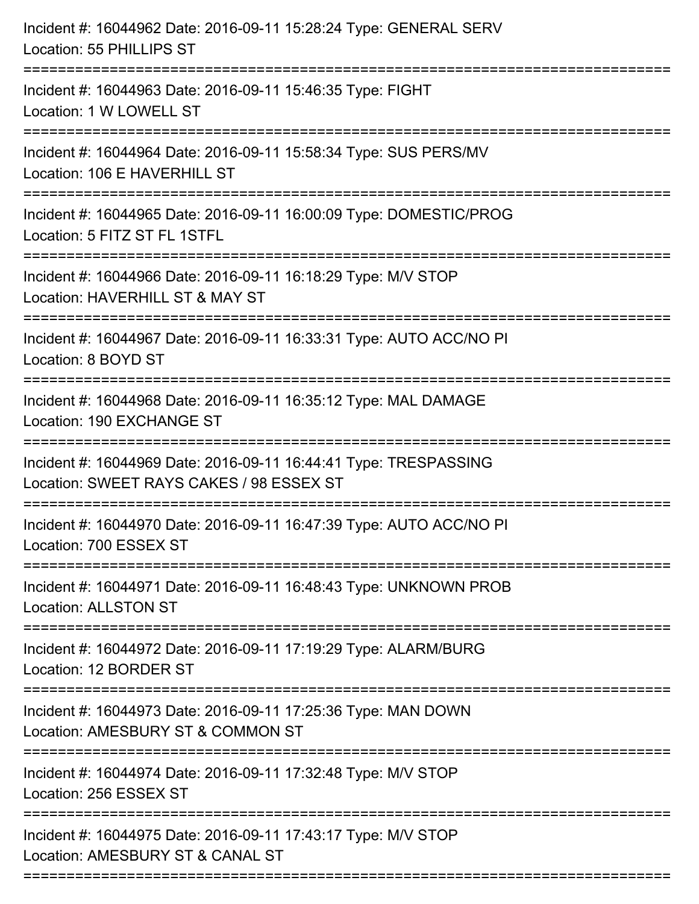Incident #: 16044962 Date: 2016-09-11 15:28:24 Type: GENERAL SERV
Location: 55 PHILLIPS ST

===========================================================================

Incident #: 16044963 Date: 2016-09-11 15:46:35 Type: FIGHT
Location: 1 W LOWELL ST

===========================================================================

Incident #: 16044964 Date: 2016-09-11 15:58:34 Type: SUS PERS/MV
Location: 106 E HAVERHILL ST

===========================================================================

Incident #: 16044965 Date: 2016-09-11 16:00:09 Type: DOMESTIC/PROG
Location: 5 FITZ ST FL 1STFL

===========================================================================

Incident #: 16044966 Date: 2016-09-11 16:18:29 Type: M/V STOP
Location: HAVERHILL ST & MAY ST

===========================================================================

Incident #: 16044967 Date: 2016-09-11 16:33:31 Type: AUTO ACC/NO PI
Location: 8 BOYD ST

===========================================================================

Incident #: 16044968 Date: 2016-09-11 16:35:12 Type: MAL DAMAGE
Location: 190 EXCHANGE ST

===========================================================================

Incident #: 16044969 Date: 2016-09-11 16:44:41 Type: TRESPASSING
Location: SWEET RAYS CAKES / 98 ESSEX ST

===========================================================================

Incident #: 16044970 Date: 2016-09-11 16:47:39 Type: AUTO ACC/NO PI
Location: 700 ESSEX ST

===========================================================================

Incident #: 16044971 Date: 2016-09-11 16:48:43 Type: UNKNOWN PROB
Location: ALLSTON ST

===========================================================================

Incident #: 16044972 Date: 2016-09-11 17:19:29 Type: ALARM/BURG
Location: 12 BORDER ST

===========================================================================

Incident #: 16044973 Date: 2016-09-11 17:25:36 Type: MAN DOWN
Location: AMESBURY ST & COMMON ST

===========================================================================

Incident #: 16044974 Date: 2016-09-11 17:32:48 Type: M/V STOP
Location: 256 ESSEX ST

===========================================================================

Incident #: 16044975 Date: 2016-09-11 17:43:17 Type: M/V STOP
Location: AMESBURY ST & CANAL ST

===========================================================================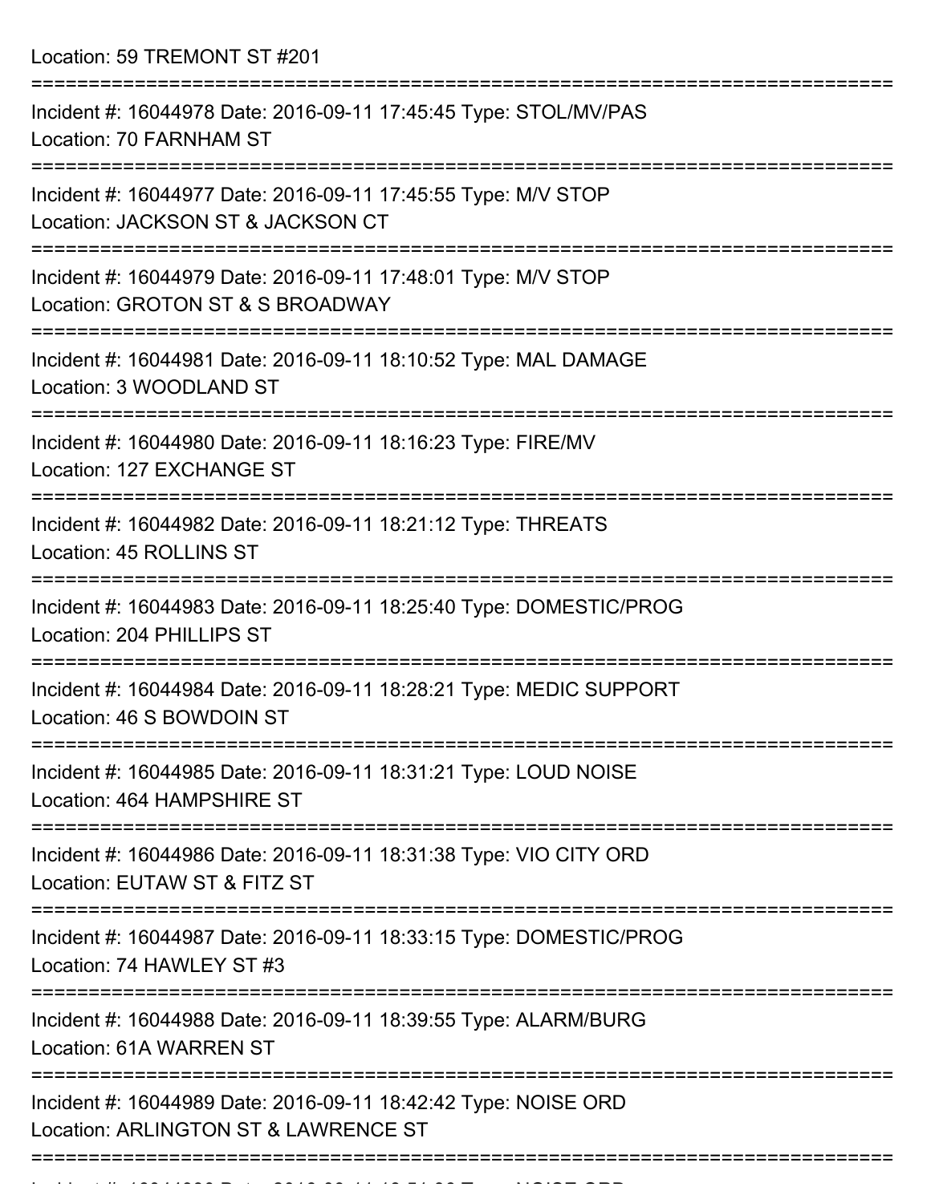Location: 59 TREMONT ST #201

===========================================================================

Incident #: 16044978 Date: 2016-09-11 17:45:45 Type: STOL/MV/PAS
Location: 70 FARNHAM ST

===========================================================================

Incident #: 16044977 Date: 2016-09-11 17:45:55 Type: M/V STOP
Location: JACKSON ST & JACKSON CT

===========================================================================

Incident #: 16044979 Date: 2016-09-11 17:48:01 Type: M/V STOP
Location: GROTON ST & S BROADWAY

===========================================================================

Incident #: 16044981 Date: 2016-09-11 18:10:52 Type: MAL DAMAGE
Location: 3 WOODLAND ST

===========================================================================

Incident #: 16044980 Date: 2016-09-11 18:16:23 Type: FIRE/MV
Location: 127 EXCHANGE ST

===========================================================================

Incident #: 16044982 Date: 2016-09-11 18:21:12 Type: THREATS
Location: 45 ROLLINS ST

===========================================================================

Incident #: 16044983 Date: 2016-09-11 18:25:40 Type: DOMESTIC/PROG
Location: 204 PHILLIPS ST

===========================================================================

Incident #: 16044984 Date: 2016-09-11 18:28:21 Type: MEDIC SUPPORT
Location: 46 S BOWDOIN ST

===========================================================================

Incident #: 16044985 Date: 2016-09-11 18:31:21 Type: LOUD NOISE
Location: 464 HAMPSHIRE ST

===========================================================================

Incident #: 16044986 Date: 2016-09-11 18:31:38 Type: VIO CITY ORD
Location: EUTAW ST & FITZ ST

===========================================================================

Incident #: 16044987 Date: 2016-09-11 18:33:15 Type: DOMESTIC/PROG
Location: 74 HAWLEY ST #3

===========================================================================

Incident #: 16044988 Date: 2016-09-11 18:39:55 Type: ALARM/BURG
Location: 61A WARREN ST

===========================================================================

Incident #: 16044989 Date: 2016-09-11 18:42:42 Type: NOISE ORD
Location: ARLINGTON ST & LAWRENCE ST

===========================================================================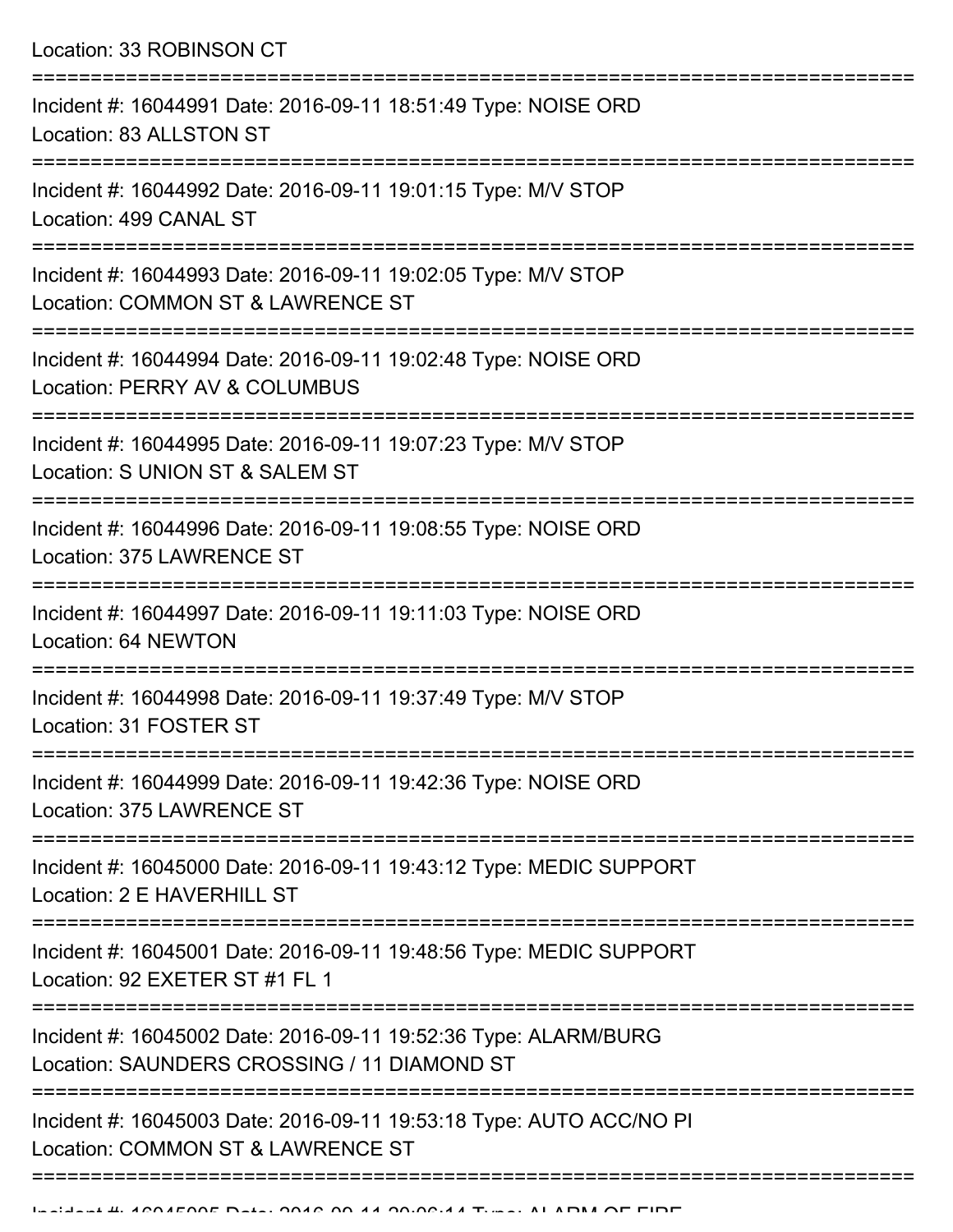Location: 33 ROBINSON CT

===========================================================================

Incident #: 16044991 Date: 2016-09-11 18:51:49 Type: NOISE ORD
Location: 83 ALLSTON ST

===========================================================================

Incident #: 16044992 Date: 2016-09-11 19:01:15 Type: M/V STOP
Location: 499 CANAL ST

===========================================================================

Incident #: 16044993 Date: 2016-09-11 19:02:05 Type: M/V STOP
Location: COMMON ST & LAWRENCE ST

===========================================================================

Incident #: 16044994 Date: 2016-09-11 19:02:48 Type: NOISE ORD
Location: PERRY AV & COLUMBUS

===========================================================================

Incident #: 16044995 Date: 2016-09-11 19:07:23 Type: M/V STOP
Location: S UNION ST & SALEM ST

===========================================================================

Incident #: 16044996 Date: 2016-09-11 19:08:55 Type: NOISE ORD
Location: 375 LAWRENCE ST

===========================================================================

Incident #: 16044997 Date: 2016-09-11 19:11:03 Type: NOISE ORD
Location: 64 NEWTON

===========================================================================

Incident #: 16044998 Date: 2016-09-11 19:37:49 Type: M/V STOP
Location: 31 FOSTER ST

===========================================================================

Incident #: 16044999 Date: 2016-09-11 19:42:36 Type: NOISE ORD
Location: 375 LAWRENCE ST

===========================================================================

Incident #: 16045000 Date: 2016-09-11 19:43:12 Type: MEDIC SUPPORT
Location: 2 E HAVERHILL ST

===========================================================================

Incident #: 16045001 Date: 2016-09-11 19:48:56 Type: MEDIC SUPPORT
Location: 92 EXETER ST #1 FL 1

===========================================================================

Incident #: 16045002 Date: 2016-09-11 19:52:36 Type: ALARM/BURG
Location: SAUNDERS CROSSING / 11 DIAMOND ST

===========================================================================

Incident #: 16045003 Date: 2016-09-11 19:53:18 Type: AUTO ACC/NO PI
Location: COMMON ST & LAWRENCE ST

===========================================================================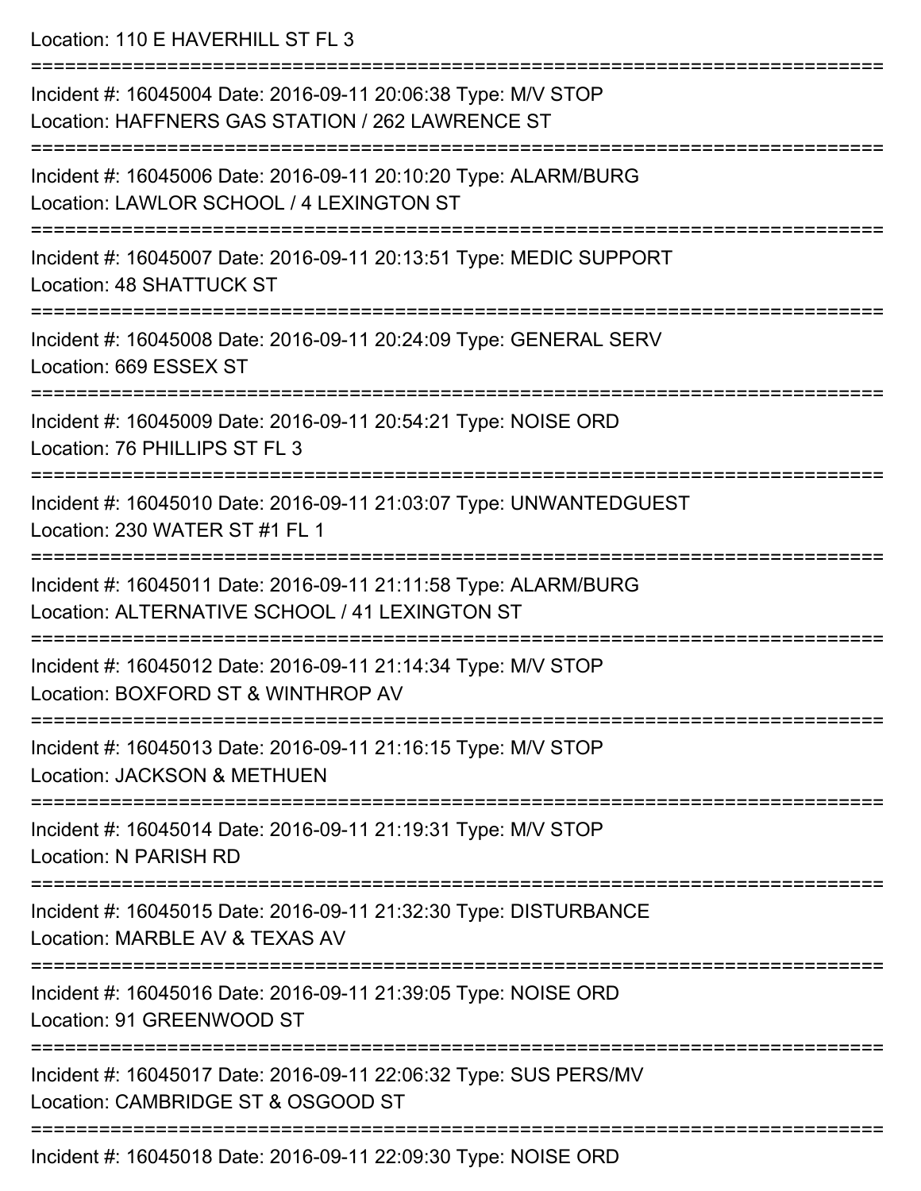Location: 110 E HAVERHILL ST FL 3

===========================================================================

Incident #: 16045004 Date: 2016-09-11 20:06:38 Type: M/V STOP
Location: HAFFNERS GAS STATION / 262 LAWRENCE ST

===========================================================================

Incident #: 16045006 Date: 2016-09-11 20:10:20 Type: ALARM/BURG
Location: LAWLOR SCHOOL / 4 LEXINGTON ST

===========================================================================

Incident #: 16045007 Date: 2016-09-11 20:13:51 Type: MEDIC SUPPORT
Location: 48 SHATTUCK ST

===========================================================================

Incident #: 16045008 Date: 2016-09-11 20:24:09 Type: GENERAL SERV
Location: 669 ESSEX ST

===========================================================================

Incident #: 16045009 Date: 2016-09-11 20:54:21 Type: NOISE ORD
Location: 76 PHILLIPS ST FL 3

===========================================================================

Incident #: 16045010 Date: 2016-09-11 21:03:07 Type: UNWANTEDGUEST
Location: 230 WATER ST #1 FL 1

===========================================================================

Incident #: 16045011 Date: 2016-09-11 21:11:58 Type: ALARM/BURG
Location: ALTERNATIVE SCHOOL / 41 LEXINGTON ST

===========================================================================

Incident #: 16045012 Date: 2016-09-11 21:14:34 Type: M/V STOP
Location: BOXFORD ST & WINTHROP AV

===========================================================================

Incident #: 16045013 Date: 2016-09-11 21:16:15 Type: M/V STOP
Location: JACKSON & METHUEN

===========================================================================

Incident #: 16045014 Date: 2016-09-11 21:19:31 Type: M/V STOP
Location: N PARISH RD

===========================================================================

Incident #: 16045015 Date: 2016-09-11 21:32:30 Type: DISTURBANCE
Location: MARBLE AV & TEXAS AV

===========================================================================

Incident #: 16045016 Date: 2016-09-11 21:39:05 Type: NOISE ORD
Location: 91 GREENWOOD ST

===========================================================================

Incident #: 16045017 Date: 2016-09-11 22:06:32 Type: SUS PERS/MV
Location: CAMBRIDGE ST & OSGOOD ST

===========================================================================

Incident #: 16045018 Date: 2016-09-11 22:09:30 Type: NOISE ORD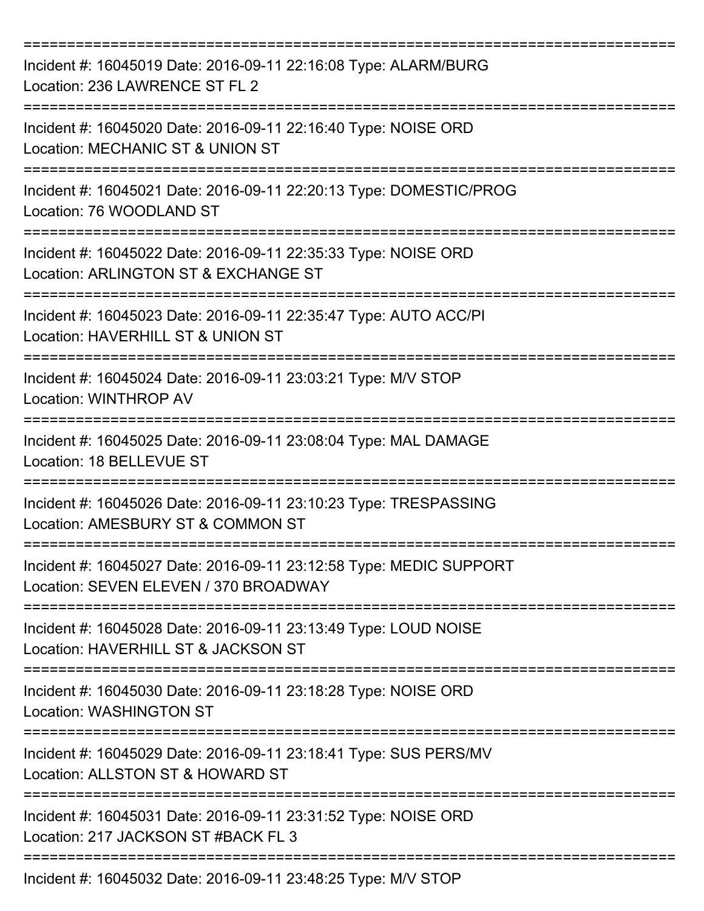===========================================================================

Incident #: 16045019 Date: 2016-09-11 22:16:08 Type: ALARM/BURG
Location: 236 LAWRENCE ST FL 2

===========================================================================

Incident #: 16045020 Date: 2016-09-11 22:16:40 Type: NOISE ORD
Location: MECHANIC ST & UNION ST

===========================================================================

Incident #: 16045021 Date: 2016-09-11 22:20:13 Type: DOMESTIC/PROG
Location: 76 WOODLAND ST

===========================================================================

Incident #: 16045022 Date: 2016-09-11 22:35:33 Type: NOISE ORD
Location: ARLINGTON ST & EXCHANGE ST

===========================================================================

Incident #: 16045023 Date: 2016-09-11 22:35:47 Type: AUTO ACC/PI
Location: HAVERHILL ST & UNION ST

===========================================================================

Incident #: 16045024 Date: 2016-09-11 23:03:21 Type: M/V STOP
Location: WINTHROP AV

===========================================================================

Incident #: 16045025 Date: 2016-09-11 23:08:04 Type: MAL DAMAGE
Location: 18 BELLEVUE ST

===========================================================================

Incident #: 16045026 Date: 2016-09-11 23:10:23 Type: TRESPASSING
Location: AMESBURY ST & COMMON ST

===========================================================================

Incident #: 16045027 Date: 2016-09-11 23:12:58 Type: MEDIC SUPPORT
Location: SEVEN ELEVEN / 370 BROADWAY

===========================================================================

Incident #: 16045028 Date: 2016-09-11 23:13:49 Type: LOUD NOISE
Location: HAVERHILL ST & JACKSON ST

===========================================================================

Incident #: 16045030 Date: 2016-09-11 23:18:28 Type: NOISE ORD
Location: WASHINGTON ST

===========================================================================

Incident #: 16045029 Date: 2016-09-11 23:18:41 Type: SUS PERS/MV
Location: ALLSTON ST & HOWARD ST

===========================================================================

Incident #: 16045031 Date: 2016-09-11 23:31:52 Type: NOISE ORD
Location: 217 JACKSON ST #BACK FL 3

===========================================================================

Incident #: 16045032 Date: 2016-09-11 23:48:25 Type: M/V STOP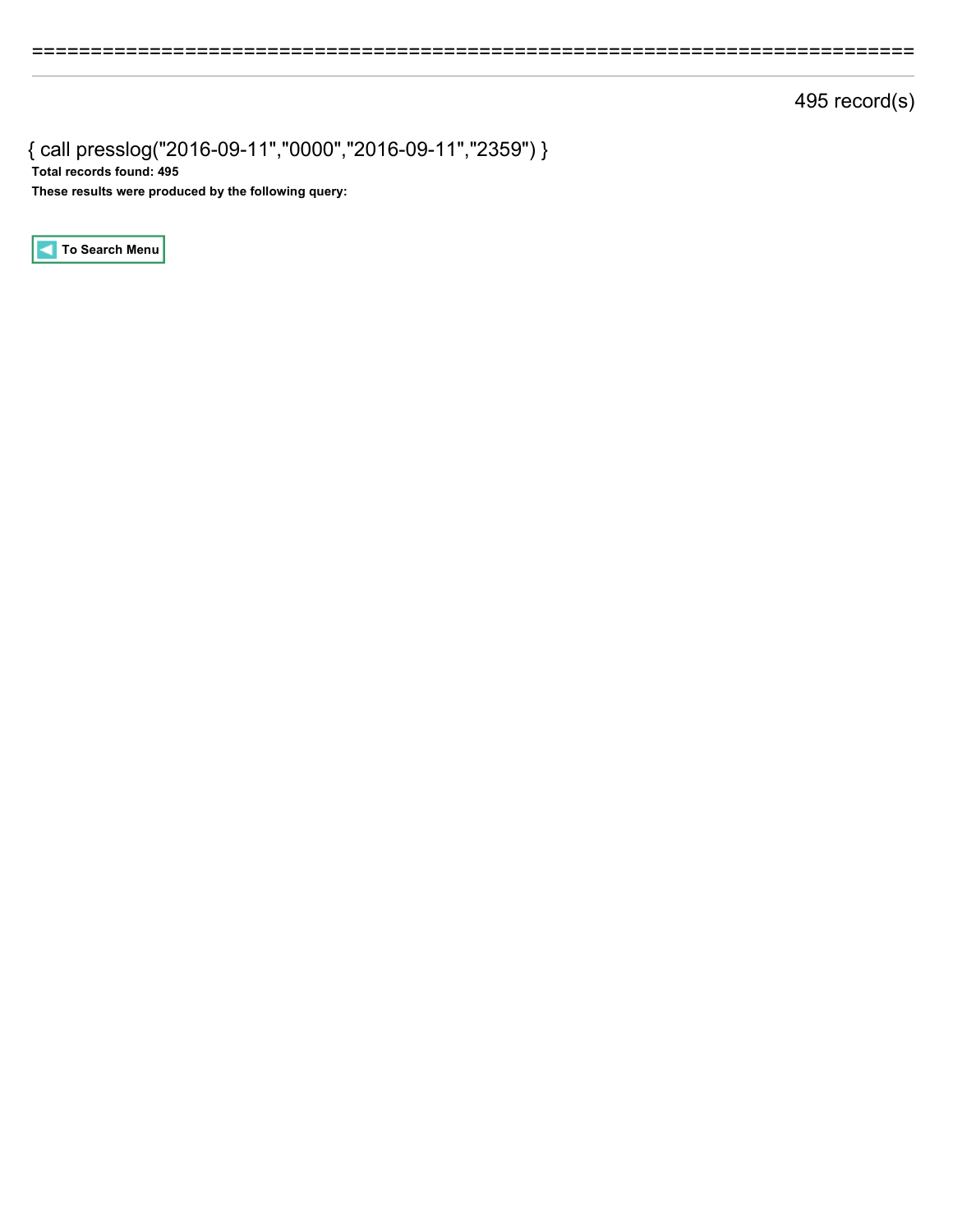================================================================================

495 record(s)

{ call presslog("2016-09-11","0000","2016-09-11","2359") }

**Total records found: 495**

**These results were produced by the following query:**

**To Search Menu**